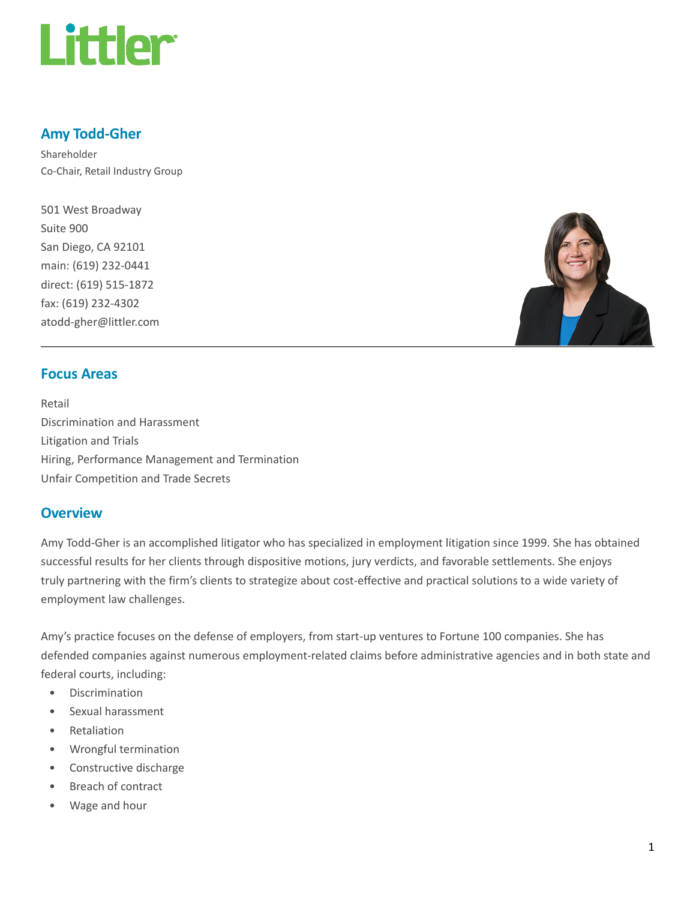# Amy Todd-Gher

Shareholder
Co-Chair, Retail Industry Group

501 West Broadway
Suite 900
San Diego, CA 92101
main: (619) 232-0441
direct: (619) 515-1872
fax: (619) 232-4302
atodd-gher@littler.com

## Focus Areas

Retail
Discrimination and Harassment
Litigation and Trials
Hiring, Performance Management and Termination
Unfair Competition and Trade Secrets

## Overview

Amy Todd-Gher is an accomplished litigator who has specialized in employment litigation since 1999. She has obtained successful results for her clients through dispositive motions, jury verdicts, and favorable settlements. She enjoys truly partnering with the firm's clients to strategize about cost-effective and practical solutions to a wide variety of employment law challenges.

Amy's practice focuses on the defense of employers, from start-up ventures to Fortune 100 companies. She has defended companies against numerous employment-related claims before administrative agencies and in both state and federal courts, including:

- Discrimination
- Sexual harassment
- Retaliation
- Wrongful termination
- Constructive discharge
- Breach of contract
- Wage and hour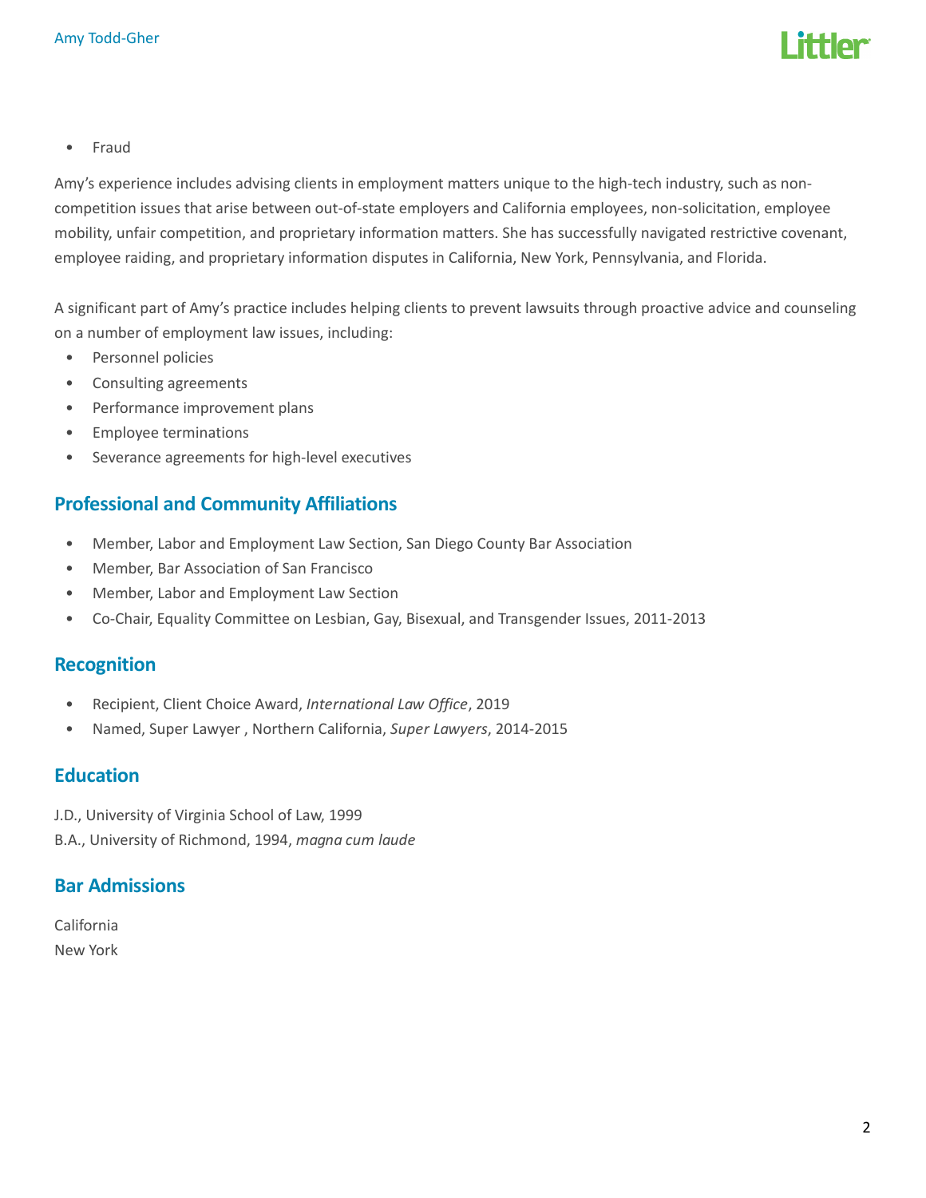- Fraud

Amy's experience includes advising clients in employment matters unique to the high-tech industry, such as non-competition issues that arise between out-of-state employers and California employees, non-solicitation, employee mobility, unfair competition, and proprietary information matters. She has successfully navigated restrictive covenant, employee raiding, and proprietary information disputes in California, New York, Pennsylvania, and Florida.

A significant part of Amy's practice includes helping clients to prevent lawsuits through proactive advice and counseling on a number of employment law issues, including:

- Personnel policies
- Consulting agreements
- Performance improvement plans
- Employee terminations
- Severance agreements for high-level executives

## Professional and Community Affiliations

- Member, Labor and Employment Law Section, San Diego County Bar Association
- Member, Bar Association of San Francisco
- Member, Labor and Employment Law Section
- Co-Chair, Equality Committee on Lesbian, Gay, Bisexual, and Transgender Issues, 2011-2013

## Recognition

- Recipient, Client Choice Award, *International Law Office*, 2019
- Named, Super Lawyer , Northern California, *Super Lawyers*, 2014-2015

## Education

J.D., University of Virginia School of Law, 1999
B.A., University of Richmond, 1994, *magna cum laude*

## Bar Admissions

California
New York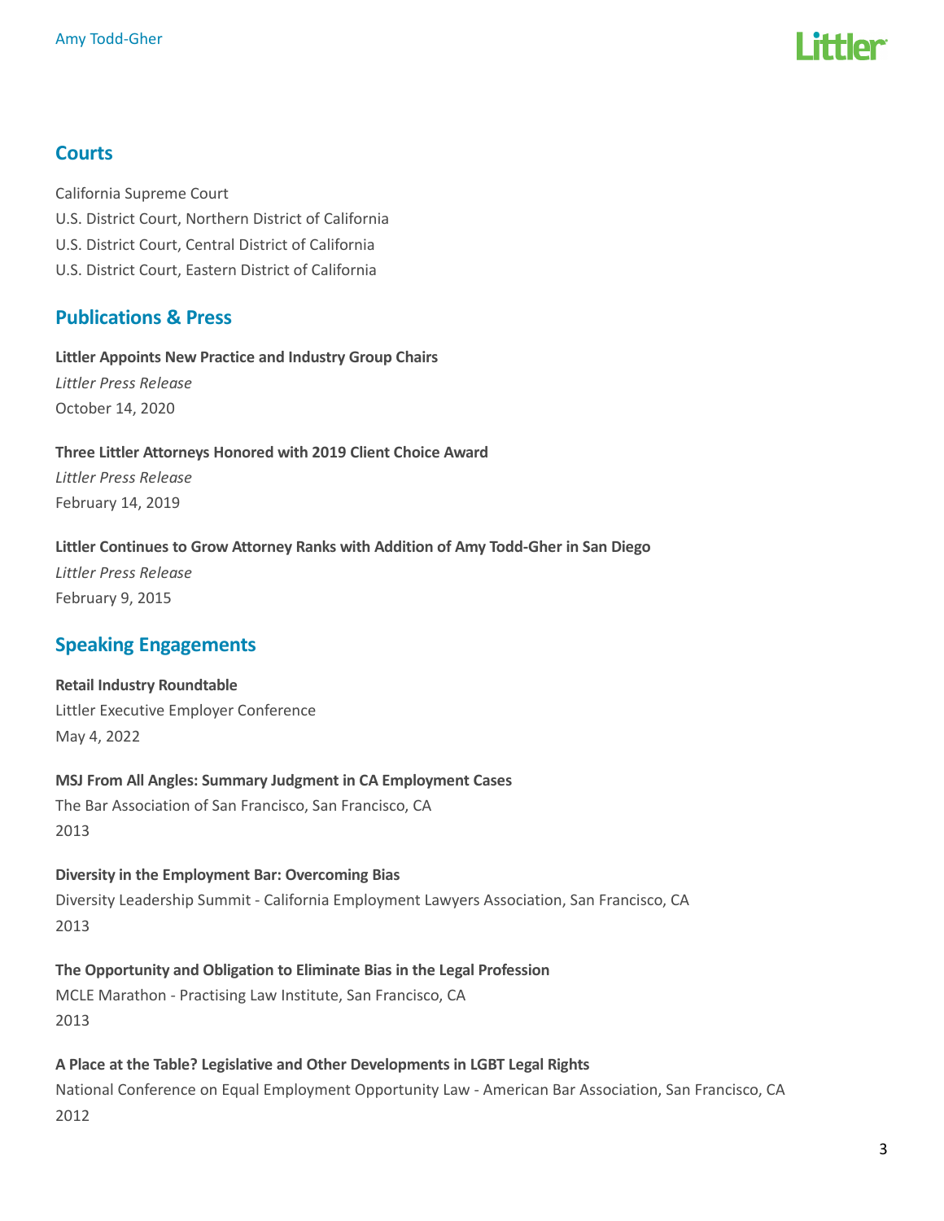## Courts

California Supreme Court
U.S. District Court, Northern District of California
U.S. District Court, Central District of California
U.S. District Court, Eastern District of California

## Publications & Press

**Littler Appoints New Practice and Industry Group Chairs**
*Littler Press Release*
October 14, 2020

**Three Littler Attorneys Honored with 2019 Client Choice Award**
*Littler Press Release*
February 14, 2019

**Littler Continues to Grow Attorney Ranks with Addition of Amy Todd-Gher in San Diego**
*Littler Press Release*
February 9, 2015

## Speaking Engagements

**Retail Industry Roundtable**
Littler Executive Employer Conference
May 4, 2022

**MSJ From All Angles: Summary Judgment in CA Employment Cases**
The Bar Association of San Francisco, San Francisco, CA
2013

**Diversity in the Employment Bar: Overcoming Bias**
Diversity Leadership Summit - California Employment Lawyers Association, San Francisco, CA
2013

**The Opportunity and Obligation to Eliminate Bias in the Legal Profession**
MCLE Marathon - Practising Law Institute, San Francisco, CA
2013

**A Place at the Table? Legislative and Other Developments in LGBT Legal Rights**
National Conference on Equal Employment Opportunity Law - American Bar Association, San Francisco, CA
2012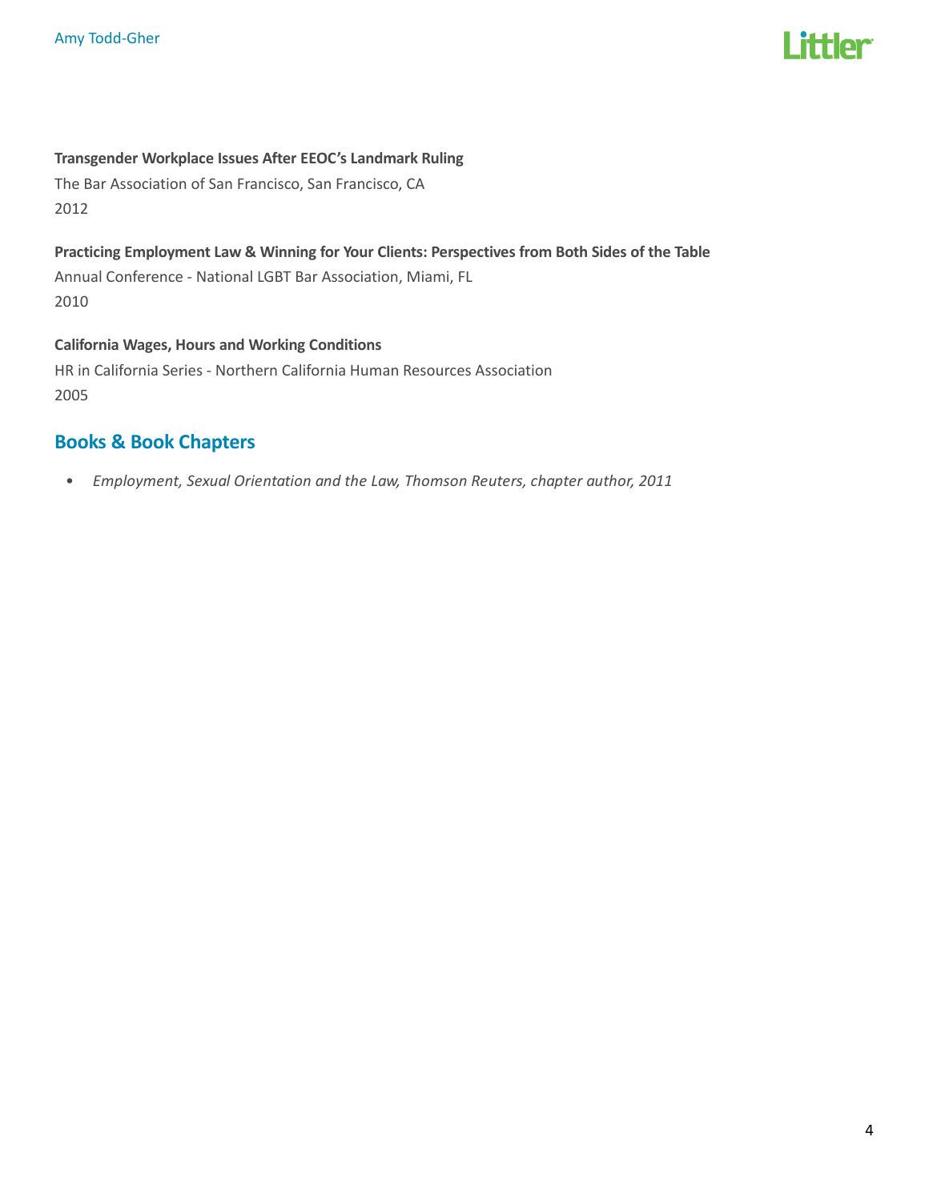**Transgender Workplace Issues After EEOC's Landmark Ruling**
The Bar Association of San Francisco, San Francisco, CA
2012

**Practicing Employment Law & Winning for Your Clients: Perspectives from Both Sides of the Table**
Annual Conference - National LGBT Bar Association, Miami, FL
2010

**California Wages, Hours and Working Conditions**
HR in California Series - Northern California Human Resources Association
2005

## Books & Book Chapters

- *Employment, Sexual Orientation and the Law, Thomson Reuters, chapter author, 2011*